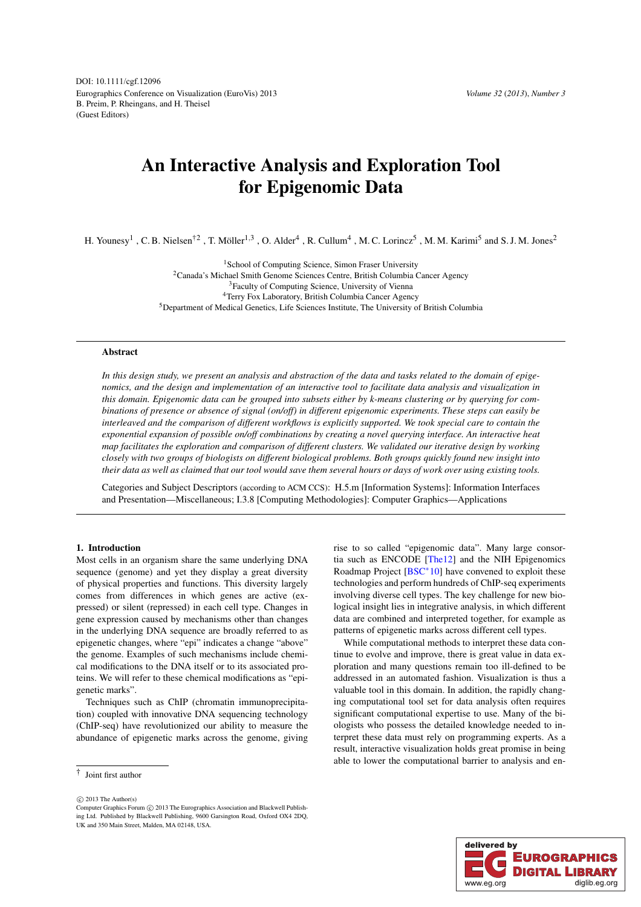DOI: 10.1111/cgf.12096
Eurographics Conference on Visualization (EuroVis) 2013
B. Preim, P. Rheingans, and H. Theisel
(Guest Editors)

# An Interactive Analysis and Exploration Tool for Epigenomic Data

H. Younesy[1], C. B. Nielsen[†2], T. Möller[1,3], O. Alder[4], R. Cullum[4], M. C. Lorincz[5], M. M. Karimi[5] and S. J. M. Jones[2]

[1]School of Computing Science, Simon Fraser University
[2]Canada's Michael Smith Genome Sciences Centre, British Columbia Cancer Agency
[3]Faculty of Computing Science, University of Vienna
[4]Terry Fox Laboratory, British Columbia Cancer Agency
[5]Department of Medical Genetics, Life Sciences Institute, The University of British Columbia

## Abstract

*In this design study, we present an analysis and abstraction of the data and tasks related to the domain of epigenomics, and the design and implementation of an interactive tool to facilitate data analysis and visualization in this domain. Epigenomic data can be grouped into subsets either by k-means clustering or by querying for combinations of presence or absence of signal (on/off) in different epigenomic experiments. These steps can easily be interleaved and the comparison of different workflows is explicitly supported. We took special care to contain the exponential expansion of possible on/off combinations by creating a novel querying interface. An interactive heat map facilitates the exploration and comparison of different clusters. We validated our iterative design by working closely with two groups of biologists on different biological problems. Both groups quickly found new insight into their data as well as claimed that our tool would save them several hours or days of work over using existing tools.*

Categories and Subject Descriptors (according to ACM CCS): H.5.m [Information Systems]: Information Interfaces and Presentation—Miscellaneous; I.3.8 [Computing Methodologies]: Computer Graphics—Applications

## 1. Introduction

Most cells in an organism share the same underlying DNA sequence (genome) and yet they display a great diversity of physical properties and functions. This diversity largely comes from differences in which genes are active (expressed) or silent (repressed) in each cell type. Changes in gene expression caused by mechanisms other than changes in the underlying DNA sequence are broadly referred to as epigenetic changes, where "epi" indicates a change "above" the genome. Examples of such mechanisms include chemical modifications to the DNA itself or to its associated proteins. We will refer to these chemical modifications as "epigenetic marks".

Techniques such as ChIP (chromatin immunoprecipitation) coupled with innovative DNA sequencing technology (ChIP-seq) have revolutionized our ability to measure the abundance of epigenetic marks across the genome, giving rise to so called "epigenomic data". Many large consortia such as ENCODE [The12] and the NIH Epigenomics Roadmap Project [BSC*10] have convened to exploit these technologies and perform hundreds of ChIP-seq experiments involving diverse cell types. The key challenge for new biological insight lies in integrative analysis, in which different data are combined and interpreted together, for example as patterns of epigenetic marks across different cell types.

While computational methods to interpret these data continue to evolve and improve, there is great value in data exploration and many questions remain too ill-defined to be addressed in an automated fashion. Visualization is thus a valuable tool in this domain. In addition, the rapidly changing computational tool set for data analysis often requires significant computational expertise to use. Many of the biologists who possess the detailed knowledge needed to interpret these data must rely on programming experts. As a result, interactive visualization holds great promise in being able to lower the computational barrier to analysis and en-

† Joint first author

© 2013 The Author(s)
Computer Graphics Forum © 2013 The Eurographics Association and Blackwell Publishing Ltd. Published by Blackwell Publishing, 9600 Garsington Road, Oxford OX4 2DQ, UK and 350 Main Street, Malden, MA 02148, USA.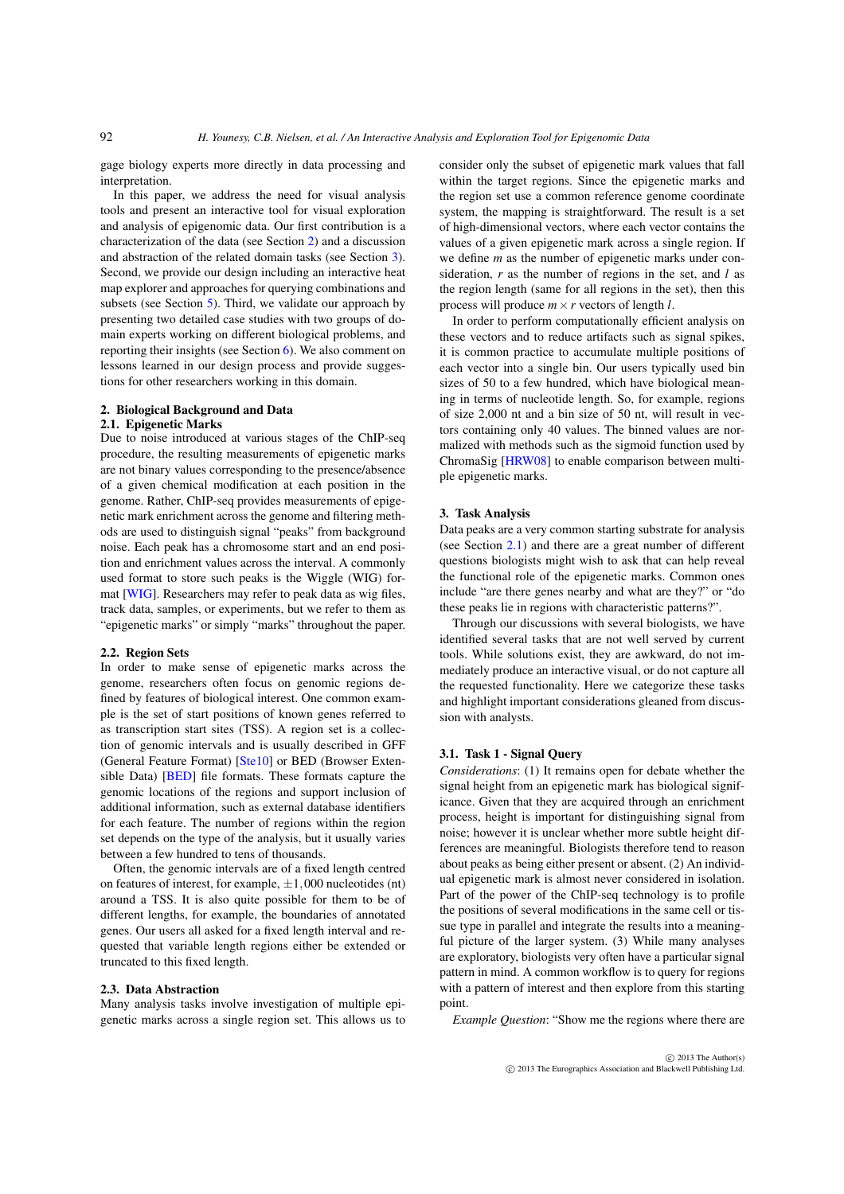gage biology experts more directly in data processing and interpretation.

In this paper, we address the need for visual analysis tools and present an interactive tool for visual exploration and analysis of epigenomic data. Our first contribution is a characterization of the data (see Section 2) and a discussion and abstraction of the related domain tasks (see Section 3). Second, we provide our design including an interactive heat map explorer and approaches for querying combinations and subsets (see Section 5). Third, we validate our approach by presenting two detailed case studies with two groups of domain experts working on different biological problems, and reporting their insights (see Section 6). We also comment on lessons learned in our design process and provide suggestions for other researchers working in this domain.

## 2. Biological Background and Data

### 2.1. Epigenetic Marks

Due to noise introduced at various stages of the ChIP-seq procedure, the resulting measurements of epigenetic marks are not binary values corresponding to the presence/absence of a given chemical modification at each position in the genome. Rather, ChIP-seq provides measurements of epigenetic mark enrichment across the genome and filtering methods are used to distinguish signal "peaks" from background noise. Each peak has a chromosome start and an end position and enrichment values across the interval. A commonly used format to store such peaks is the Wiggle (WIG) format [WIG]. Researchers may refer to peak data as wig files, track data, samples, or experiments, but we refer to them as "epigenetic marks" or simply "marks" throughout the paper.

### 2.2. Region Sets

In order to make sense of epigenetic marks across the genome, researchers often focus on genomic regions defined by features of biological interest. One common example is the set of start positions of known genes referred to as transcription start sites (TSS). A region set is a collection of genomic intervals and is usually described in GFF (General Feature Format) [Ste10] or BED (Browser Extensible Data) [BED] file formats. These formats capture the genomic locations of the regions and support inclusion of additional information, such as external database identifiers for each feature. The number of regions within the region set depends on the type of the analysis, but it usually varies between a few hundred to tens of thousands.

Often, the genomic intervals are of a fixed length centred on features of interest, for example, $\pm 1,000$ nucleotides (nt) around a TSS. It is also quite possible for them to be of different lengths, for example, the boundaries of annotated genes. Our users all asked for a fixed length interval and requested that variable length regions either be extended or truncated to this fixed length.

### 2.3. Data Abstraction

Many analysis tasks involve investigation of multiple epigenetic marks across a single region set. This allows us to consider only the subset of epigenetic mark values that fall within the target regions. Since the epigenetic marks and the region set use a common reference genome coordinate system, the mapping is straightforward. The result is a set of high-dimensional vectors, where each vector contains the values of a given epigenetic mark across a single region. If we define $m$ as the number of epigenetic marks under consideration, $r$ as the number of regions in the set, and $l$ as the region length (same for all regions in the set), then this process will produce $m \times r$ vectors of length $l$.

In order to perform computationally efficient analysis on these vectors and to reduce artifacts such as signal spikes, it is common practice to accumulate multiple positions of each vector into a single bin. Our users typically used bin sizes of 50 to a few hundred, which have biological meaning in terms of nucleotide length. So, for example, regions of size 2,000 nt and a bin size of 50 nt, will result in vectors containing only 40 values. The binned values are normalized with methods such as the sigmoid function used by ChromaSig [HRW08] to enable comparison between multiple epigenetic marks.

## 3. Task Analysis

Data peaks are a very common starting substrate for analysis (see Section 2.1) and there are a great number of different questions biologists might wish to ask that can help reveal the functional role of the epigenetic marks. Common ones include "are there genes nearby and what are they?" or "do these peaks lie in regions with characteristic patterns?".

Through our discussions with several biologists, we have identified several tasks that are not well served by current tools. While solutions exist, they are awkward, do not immediately produce an interactive visual, or do not capture all the requested functionality. Here we categorize these tasks and highlight important considerations gleaned from discussion with analysts.

### 3.1. Task 1 - Signal Query

*Considerations*: (1) It remains open for debate whether the signal height from an epigenetic mark has biological significance. Given that they are acquired through an enrichment process, height is important for distinguishing signal from noise; however it is unclear whether more subtle height differences are meaningful. Biologists therefore tend to reason about peaks as being either present or absent. (2) An individual epigenetic mark is almost never considered in isolation. Part of the power of the ChIP-seq technology is to profile the positions of several modifications in the same cell or tissue type in parallel and integrate the results into a meaningful picture of the larger system. (3) While many analyses are exploratory, biologists very often have a particular signal pattern in mind. A common workflow is to query for regions with a pattern of interest and then explore from this starting point.

*Example Question*: "Show me the regions where there are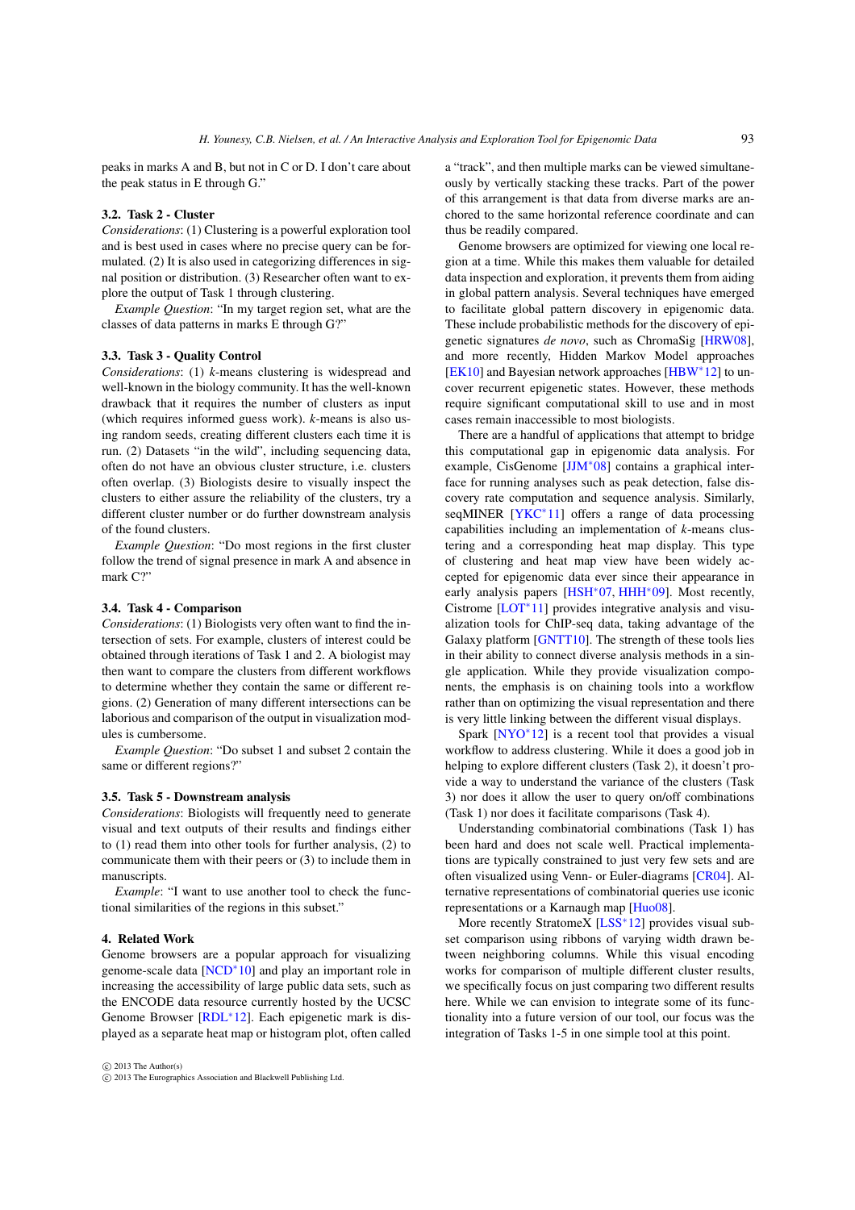peaks in marks A and B, but not in C or D. I don't care about the peak status in E through G."

### 3.2. Task 2 - Cluster

*Considerations*: (1) Clustering is a powerful exploration tool and is best used in cases where no precise query can be formulated. (2) It is also used in categorizing differences in signal position or distribution. (3) Researcher often want to explore the output of Task 1 through clustering.

*Example Question*: "In my target region set, what are the classes of data patterns in marks E through G?"

### 3.3. Task 3 - Quality Control

*Considerations*: (1) *k*-means clustering is widespread and well-known in the biology community. It has the well-known drawback that it requires the number of clusters as input (which requires informed guess work). *k*-means is also using random seeds, creating different clusters each time it is run. (2) Datasets "in the wild", including sequencing data, often do not have an obvious cluster structure, i.e. clusters often overlap. (3) Biologists desire to visually inspect the clusters to either assure the reliability of the clusters, try a different cluster number or do further downstream analysis of the found clusters.

*Example Question*: "Do most regions in the first cluster follow the trend of signal presence in mark A and absence in mark C?"

### 3.4. Task 4 - Comparison

*Considerations*: (1) Biologists very often want to find the intersection of sets. For example, clusters of interest could be obtained through iterations of Task 1 and 2. A biologist may then want to compare the clusters from different workflows to determine whether they contain the same or different regions. (2) Generation of many different intersections can be laborious and comparison of the output in visualization modules is cumbersome.

*Example Question*: "Do subset 1 and subset 2 contain the same or different regions?"

### 3.5. Task 5 - Downstream analysis

*Considerations*: Biologists will frequently need to generate visual and text outputs of their results and findings either to (1) read them into other tools for further analysis, (2) to communicate them with their peers or (3) to include them in manuscripts.

*Example*: "I want to use another tool to check the functional similarities of the regions in this subset."

## 4. Related Work

Genome browsers are a popular approach for visualizing genome-scale data [NCD*10] and play an important role in increasing the accessibility of large public data sets, such as the ENCODE data resource currently hosted by the UCSC Genome Browser [RDL*12]. Each epigenetic mark is displayed as a separate heat map or histogram plot, often called a "track", and then multiple marks can be viewed simultaneously by vertically stacking these tracks. Part of the power of this arrangement is that data from diverse marks are anchored to the same horizontal reference coordinate and can thus be readily compared.

Genome browsers are optimized for viewing one local region at a time. While this makes them valuable for detailed data inspection and exploration, it prevents them from aiding in global pattern analysis. Several techniques have emerged to facilitate global pattern discovery in epigenomic data. These include probabilistic methods for the discovery of epigenetic signatures *de novo*, such as ChromaSig [HRW08], and more recently, Hidden Markov Model approaches [EK10] and Bayesian network approaches [HBW*12] to uncover recurrent epigenetic states. However, these methods require significant computational skill to use and in most cases remain inaccessible to most biologists.

There are a handful of applications that attempt to bridge this computational gap in epigenomic data analysis. For example, CisGenome [JJM*08] contains a graphical interface for running analyses such as peak detection, false discovery rate computation and sequence analysis. Similarly, seqMINER [YKC*11] offers a range of data processing capabilities including an implementation of *k*-means clustering and a corresponding heat map display. This type of clustering and heat map view have been widely accepted for epigenomic data ever since their appearance in early analysis papers [HSH*07, HHH*09]. Most recently, Cistrome [LOT*11] provides integrative analysis and visualization tools for ChIP-seq data, taking advantage of the Galaxy platform [GNTT10]. The strength of these tools lies in their ability to connect diverse analysis methods in a single application. While they provide visualization components, the emphasis is on chaining tools into a workflow rather than on optimizing the visual representation and there is very little linking between the different visual displays.

Spark [NYO*12] is a recent tool that provides a visual workflow to address clustering. While it does a good job in helping to explore different clusters (Task 2), it doesn't provide a way to understand the variance of the clusters (Task 3) nor does it allow the user to query on/off combinations (Task 1) nor does it facilitate comparisons (Task 4).

Understanding combinatorial combinations (Task 1) has been hard and does not scale well. Practical implementations are typically constrained to just very few sets and are often visualized using Venn- or Euler-diagrams [CR04]. Alternative representations of combinatorial queries use iconic representations or a Karnaugh map [Huo08].

More recently StratomeX [LSS*12] provides visual subset comparison using ribbons of varying width drawn between neighboring columns. While this visual encoding works for comparison of multiple different cluster results, we specifically focus on just comparing two different results here. While we can envision to integrate some of its functionality into a future version of our tool, our focus was the integration of Tasks 1-5 in one simple tool at this point.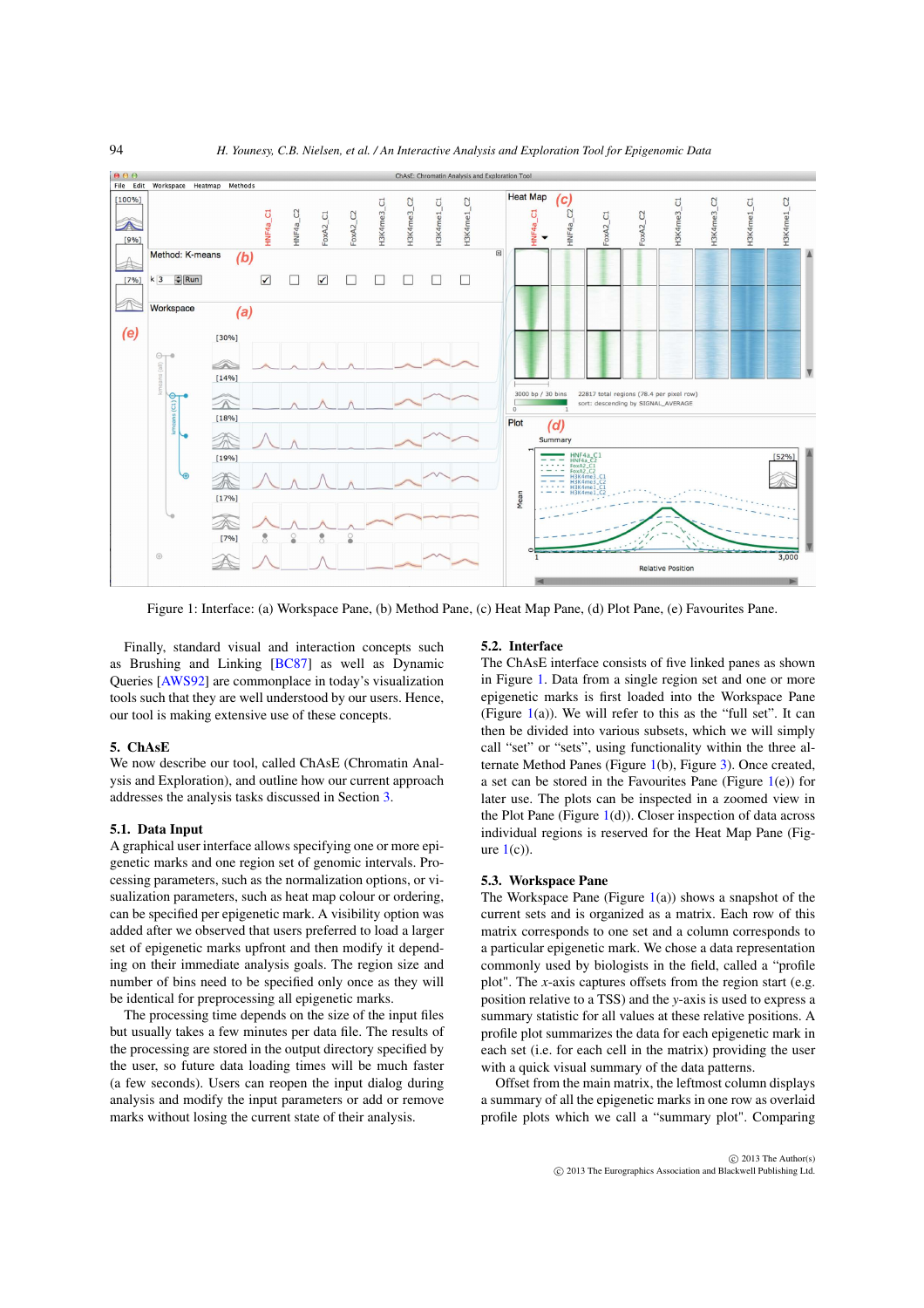Figure 1: Interface: (a) Workspace Pane, (b) Method Pane, (c) Heat Map Pane, (d) Plot Pane, (e) Favourites Pane.

Finally, standard visual and interaction concepts such as Brushing and Linking [BC87] as well as Dynamic Queries [AWS92] are commonplace in today's visualization tools such that they are well understood by our users. Hence, our tool is making extensive use of these concepts.

## 5. ChAsE

We now describe our tool, called ChAsE (Chromatin Analysis and Exploration), and outline how our current approach addresses the analysis tasks discussed in Section 3.

### 5.1. Data Input

A graphical user interface allows specifying one or more epigenetic marks and one region set of genomic intervals. Processing parameters, such as the normalization options, or visualization parameters, such as heat map colour or ordering, can be specified per epigenetic mark. A visibility option was added after we observed that users preferred to load a larger set of epigenetic marks upfront and then modify it depending on their immediate analysis goals. The region size and number of bins need to be specified only once as they will be identical for preprocessing all epigenetic marks.

The processing time depends on the size of the input files but usually takes a few minutes per data file. The results of the processing are stored in the output directory specified by the user, so future data loading times will be much faster (a few seconds). Users can reopen the input dialog during analysis and modify the input parameters or add or remove marks without losing the current state of their analysis.

### 5.2. Interface

The ChAsE interface consists of five linked panes as shown in Figure 1. Data from a single region set and one or more epigenetic marks is first loaded into the Workspace Pane (Figure 1(a)). We will refer to this as the "full set". It can then be divided into various subsets, which we will simply call "set" or "sets", using functionality within the three alternate Method Panes (Figure 1(b), Figure 3). Once created, a set can be stored in the Favourites Pane (Figure 1(e)) for later use. The plots can be inspected in a zoomed view in the Plot Pane (Figure 1(d)). Closer inspection of data across individual regions is reserved for the Heat Map Pane (Figure 1(c)).

### 5.3. Workspace Pane

The Workspace Pane (Figure 1(a)) shows a snapshot of the current sets and is organized as a matrix. Each row of this matrix corresponds to one set and a column corresponds to a particular epigenetic mark. We chose a data representation commonly used by biologists in the field, called a "profile plot". The *x*-axis captures offsets from the region start (e.g. position relative to a TSS) and the *y*-axis is used to express a summary statistic for all values at these relative positions. A profile plot summarizes the data for each epigenetic mark in each set (i.e. for each cell in the matrix) providing the user with a quick visual summary of the data patterns.

Offset from the main matrix, the leftmost column displays a summary of all the epigenetic marks in one row as overlaid profile plots which we call a "summary plot". Comparing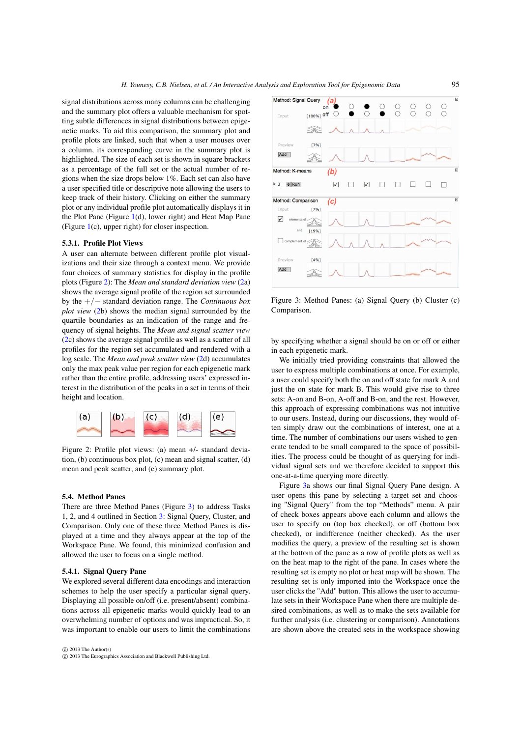signal distributions across many columns can be challenging and the summary plot offers a valuable mechanism for spotting subtle differences in signal distributions between epigenetic marks. To aid this comparison, the summary plot and profile plots are linked, such that when a user mouses over a column, its corresponding curve in the summary plot is highlighted. The size of each set is shown in square brackets as a percentage of the full set or the actual number of regions when the size drops below 1%. Each set can also have a user specified title or descriptive note allowing the users to keep track of their history. Clicking on either the summary plot or any individual profile plot automatically displays it in the Plot Pane (Figure 1(d), lower right) and Heat Map Pane (Figure 1(c), upper right) for closer inspection.

### 5.3.1. Profile Plot Views

A user can alternate between different profile plot visualizations and their size through a context menu. We provide four choices of summary statistics for display in the profile plots (Figure 2): The *Mean and standard deviation view* (2a) shows the average signal profile of the region set surrounded by the +/− standard deviation range. The *Continuous box plot view* (2b) shows the median signal surrounded by the quartile boundaries as an indication of the range and frequency of signal heights. The *Mean and signal scatter view* (2c) shows the average signal profile as well as a scatter of all profiles for the region set accumulated and rendered with a log scale. The *Mean and peak scatter view* (2d) accumulates only the max peak value per region for each epigenetic mark rather than the entire profile, addressing users' expressed interest in the distribution of the peaks in a set in terms of their height and location.

Figure 2: Profile plot views: (a) mean +/- standard deviation, (b) continuous box plot, (c) mean and signal scatter, (d) mean and peak scatter, and (e) summary plot.

## 5.4. Method Panes

There are three Method Panes (Figure 3) to address Tasks 1, 2, and 4 outlined in Section 3: Signal Query, Cluster, and Comparison. Only one of these three Method Panes is displayed at a time and they always appear at the top of the Workspace Pane. We found, this minimized confusion and allowed the user to focus on a single method.

### 5.4.1. Signal Query Pane

We explored several different data encodings and interaction schemes to help the user specify a particular signal query. Displaying all possible on/off (i.e. present/absent) combinations across all epigenetic marks would quickly lead to an overwhelming number of options and was impractical. So, it was important to enable our users to limit the combinations by specifying whether a signal should be on or off or either in each epigenetic mark.

We initially tried providing constraints that allowed the user to express multiple combinations at once. For example, a user could specify both the on and off state for mark A and just the on state for mark B. This would give rise to three sets: A-on and B-on, A-off and B-on, and the rest. However, this approach of expressing combinations was not intuitive to our users. Instead, during our discussions, they would often simply draw out the combinations of interest, one at a time. The number of combinations our users wished to generate tended to be small compared to the space of possibilities. The process could be thought of as querying for individual signal sets and we therefore decided to support this one-at-a-time querying more directly.

Figure 3a shows our final Signal Query Pane design. A user opens this pane by selecting a target set and choosing "Signal Query" from the top "Methods" menu. A pair of check boxes appears above each column and allows the user to specify on (top box checked), or off (bottom box checked), or indifference (neither checked). As the user modifies the query, a preview of the resulting set is shown at the bottom of the pane as a row of profile plots as well as on the heat map to the right of the pane. In cases where the resulting set is empty no plot or heat map will be shown. The resulting set is only imported into the Workspace once the user clicks the "Add" button. This allows the user to accumulate sets in their Workspace Pane when there are multiple desired combinations, as well as to make the sets available for further analysis (i.e. clustering or comparison). Annotations are shown above the created sets in the workspace showing

Figure 3: Method Panes: (a) Signal Query (b) Cluster (c) Comparison.

© 2013 The Author(s)
© 2013 The Eurographics Association and Blackwell Publishing Ltd.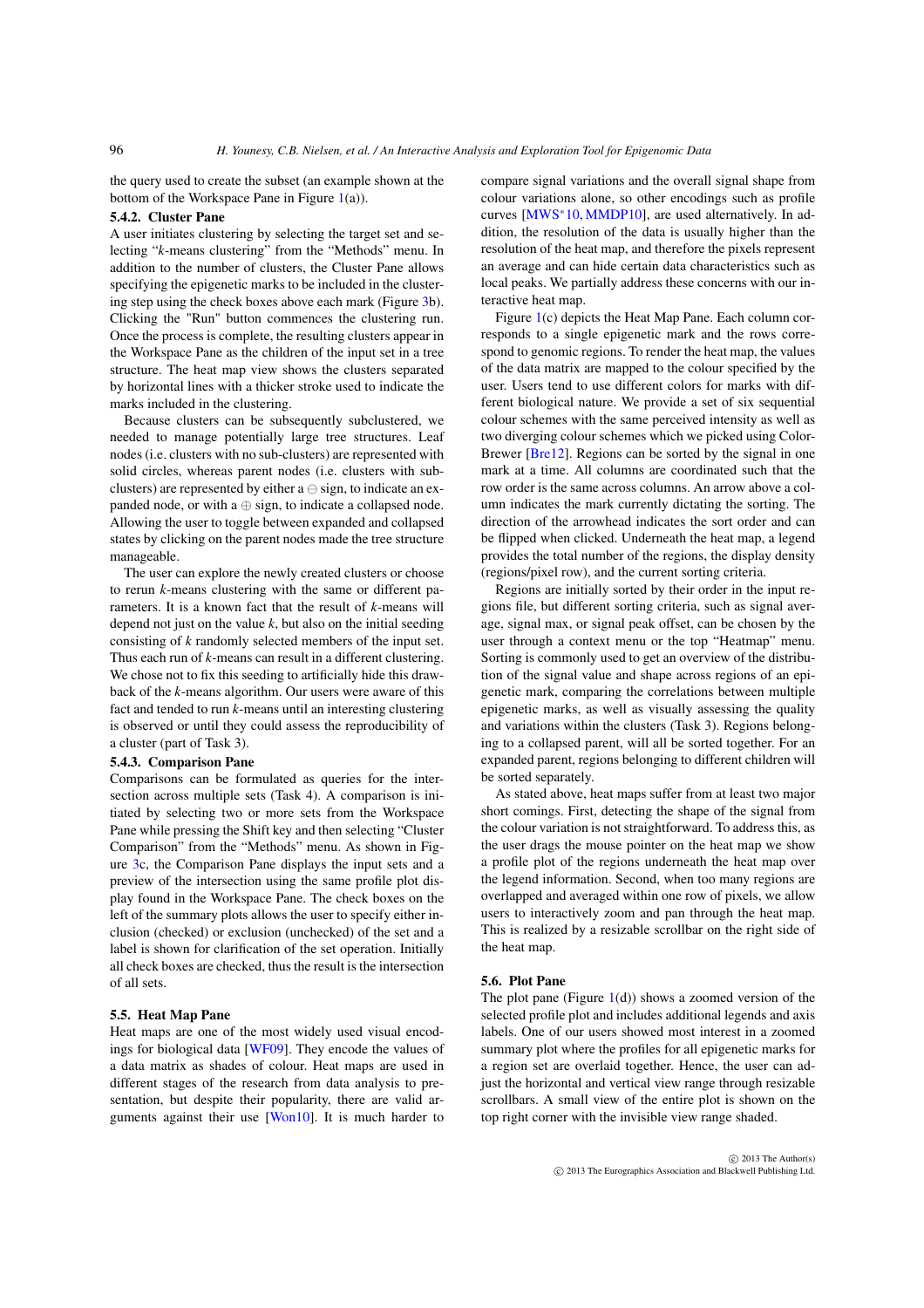the query used to create the subset (an example shown at the bottom of the Workspace Pane in Figure 1(a)).

#### 5.4.2. Cluster Pane

A user initiates clustering by selecting the target set and selecting "*k*-means clustering" from the "Methods" menu. In addition to the number of clusters, the Cluster Pane allows specifying the epigenetic marks to be included in the clustering step using the check boxes above each mark (Figure 3b). Clicking the "Run" button commences the clustering run. Once the process is complete, the resulting clusters appear in the Workspace Pane as the children of the input set in a tree structure. The heat map view shows the clusters separated by horizontal lines with a thicker stroke used to indicate the marks included in the clustering.

Because clusters can be subsequently subclustered, we needed to manage potentially large tree structures. Leaf nodes (i.e. clusters with no sub-clusters) are represented with solid circles, whereas parent nodes (i.e. clusters with subclusters) are represented by either a ⊖ sign, to indicate an expanded node, or with a ⊕ sign, to indicate a collapsed node. Allowing the user to toggle between expanded and collapsed states by clicking on the parent nodes made the tree structure manageable.

The user can explore the newly created clusters or choose to rerun *k*-means clustering with the same or different parameters. It is a known fact that the result of *k*-means will depend not just on the value *k*, but also on the initial seeding consisting of *k* randomly selected members of the input set. Thus each run of *k*-means can result in a different clustering. We chose not to fix this seeding to artificially hide this drawback of the *k*-means algorithm. Our users were aware of this fact and tended to run *k*-means until an interesting clustering is observed or until they could assess the reproducibility of a cluster (part of Task 3).

#### 5.4.3. Comparison Pane

Comparisons can be formulated as queries for the intersection across multiple sets (Task 4). A comparison is initiated by selecting two or more sets from the Workspace Pane while pressing the Shift key and then selecting "Cluster Comparison" from the "Methods" menu. As shown in Figure 3c, the Comparison Pane displays the input sets and a preview of the intersection using the same profile plot display found in the Workspace Pane. The check boxes on the left of the summary plots allows the user to specify either inclusion (checked) or exclusion (unchecked) of the set and a label is shown for clarification of the set operation. Initially all check boxes are checked, thus the result is the intersection of all sets.

### 5.5. Heat Map Pane

Heat maps are one of the most widely used visual encodings for biological data [WF09]. They encode the values of a data matrix as shades of colour. Heat maps are used in different stages of the research from data analysis to presentation, but despite their popularity, there are valid arguments against their use [Won10]. It is much harder to compare signal variations and the overall signal shape from colour variations alone, so other encodings such as profile curves [MWS*10, MMDP10], are used alternatively. In addition, the resolution of the data is usually higher than the resolution of the heat map, and therefore the pixels represent an average and can hide certain data characteristics such as local peaks. We partially address these concerns with our interactive heat map.

Figure 1(c) depicts the Heat Map Pane. Each column corresponds to a single epigenetic mark and the rows correspond to genomic regions. To render the heat map, the values of the data matrix are mapped to the colour specified by the user. Users tend to use different colors for marks with different biological nature. We provide a set of six sequential colour schemes with the same perceived intensity as well as two diverging colour schemes which we picked using ColorBrewer [Bre12]. Regions can be sorted by the signal in one mark at a time. All columns are coordinated such that the row order is the same across columns. An arrow above a column indicates the mark currently dictating the sorting. The direction of the arrowhead indicates the sort order and can be flipped when clicked. Underneath the heat map, a legend provides the total number of the regions, the display density (regions/pixel row), and the current sorting criteria.

Regions are initially sorted by their order in the input regions file, but different sorting criteria, such as signal average, signal max, or signal peak offset, can be chosen by the user through a context menu or the top "Heatmap" menu. Sorting is commonly used to get an overview of the distribution of the signal value and shape across regions of an epigenetic mark, comparing the correlations between multiple epigenetic marks, as well as visually assessing the quality and variations within the clusters (Task 3). Regions belonging to a collapsed parent, will all be sorted together. For an expanded parent, regions belonging to different children will be sorted separately.

As stated above, heat maps suffer from at least two major short comings. First, detecting the shape of the signal from the colour variation is not straightforward. To address this, as the user drags the mouse pointer on the heat map we show a profile plot of the regions underneath the heat map over the legend information. Second, when too many regions are overlapped and averaged within one row of pixels, we allow users to interactively zoom and pan through the heat map. This is realized by a resizable scrollbar on the right side of the heat map.

### 5.6. Plot Pane

The plot pane (Figure 1(d)) shows a zoomed version of the selected profile plot and includes additional legends and axis labels. One of our users showed most interest in a zoomed summary plot where the profiles for all epigenetic marks for a region set are overlaid together. Hence, the user can adjust the horizontal and vertical view range through resizable scrollbars. A small view of the entire plot is shown on the top right corner with the invisible view range shaded.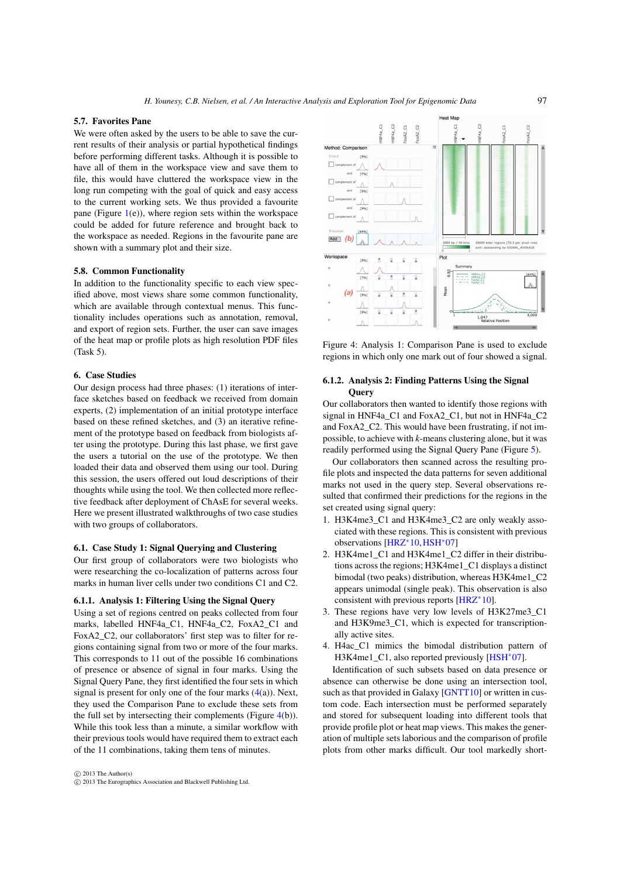### 5.7. Favorites Pane

We were often asked by the users to be able to save the current results of their analysis or partial hypothetical findings before performing different tasks. Although it is possible to have all of them in the workspace view and save them to file, this would have cluttered the workspace view in the long run competing with the goal of quick and easy access to the current working sets. We thus provided a favourite pane (Figure 1(e)), where region sets within the workspace could be added for future reference and brought back to the workspace as needed. Regions in the favourite pane are shown with a summary plot and their size.

### 5.8. Common Functionality

In addition to the functionality specific to each view specified above, most views share some common functionality, which are available through contextual menus. This functionality includes operations such as annotation, removal, and export of region sets. Further, the user can save images of the heat map or profile plots as high resolution PDF files (Task 5).

## 6. Case Studies

Our design process had three phases: (1) iterations of interface sketches based on feedback we received from domain experts, (2) implementation of an initial prototype interface based on these refined sketches, and (3) an iterative refinement of the prototype based on feedback from biologists after using the prototype. During this last phase, we first gave the users a tutorial on the use of the prototype. We then loaded their data and observed them using our tool. During this session, the users offered out loud descriptions of their thoughts while using the tool. We then collected more reflective feedback after deployment of ChAsE for several weeks. Here we present illustrated walkthroughs of two case studies with two groups of collaborators.

### 6.1. Case Study 1: Signal Querying and Clustering

Our first group of collaborators were two biologists who were researching the co-localization of patterns across four marks in human liver cells under two conditions C1 and C2.

#### 6.1.1. Analysis 1: Filtering Using the Signal Query

Using a set of regions centred on peaks collected from four marks, labelled HNF4a_C1, HNF4a_C2, FoxA2_C1 and FoxA2_C2, our collaborators' first step was to filter for regions containing signal from two or more of the four marks. This corresponds to 11 out of the possible 16 combinations of presence or absence of signal in four marks. Using the Signal Query Pane, they first identified the four sets in which signal is present for only one of the four marks (4(a)). Next, they used the Comparison Pane to exclude these sets from the full set by intersecting their complements (Figure 4(b)). While this took less than a minute, a similar workflow with their previous tools would have required them to extract each of the 11 combinations, taking them tens of minutes.

Figure 4: Analysis 1: Comparison Pane is used to exclude regions in which only one mark out of four showed a signal.

#### 6.1.2. Analysis 2: Finding Patterns Using the Signal Query

Our collaborators then wanted to identify those regions with signal in HNF4a_C1 and FoxA2_C1, but not in HNF4a_C2 and FoxA2_C2. This would have been frustrating, if not impossible, to achieve with *k*-means clustering alone, but it was readily performed using the Signal Query Pane (Figure 5).

Our collaborators then scanned across the resulting profile plots and inspected the data patterns for seven additional marks not used in the query step. Several observations resulted that confirmed their predictions for the regions in the set created using signal query:

1. H3K4me3_C1 and H3K4me3_C2 are only weakly associated with these regions. This is consistent with previous observations [HRZ*10, HSH*07]
2. H3K4me1_C1 and H3K4me1_C2 differ in their distributions across the regions; H3K4me1_C1 displays a distinct bimodal (two peaks) distribution, whereas H3K4me1_C2 appears unimodal (single peak). This observation is also consistent with previous reports [HRZ*10].
3. These regions have very low levels of H3K27me3_C1 and H3K9me3_C1, which is expected for transcriptionally active sites.
4. H4ac_C1 mimics the bimodal distribution pattern of H3K4me1_C1, also reported previously [HSH*07].

Identification of such subsets based on data presence or absence can otherwise be done using an intersection tool, such as that provided in Galaxy [GNTT10] or written in custom code. Each intersection must be performed separately and stored for subsequent loading into different tools that provide profile plot or heat map views. This makes the generation of multiple sets laborious and the comparison of profile plots from other marks difficult. Our tool markedly short-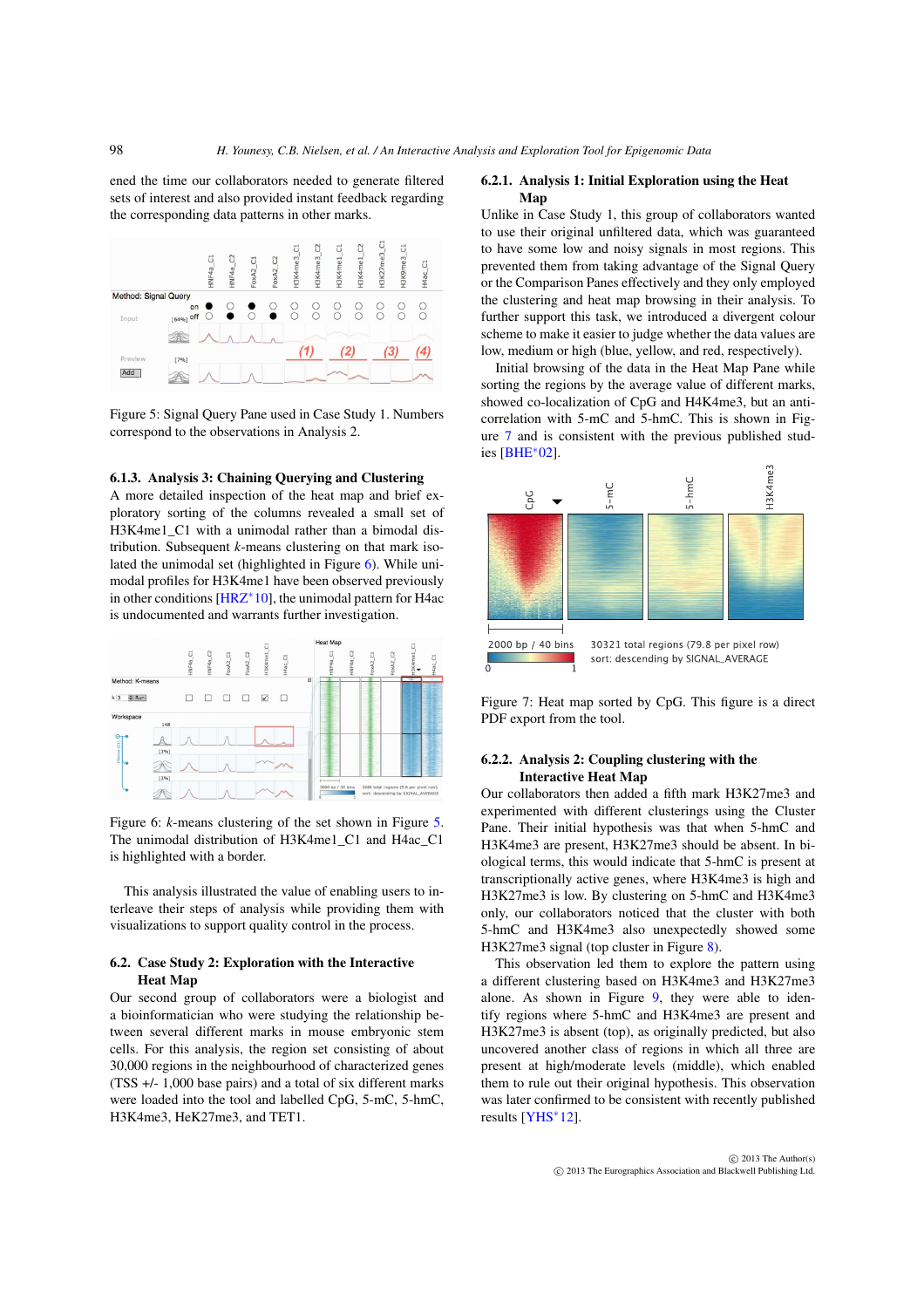ened the time our collaborators needed to generate filtered sets of interest and also provided instant feedback regarding the corresponding data patterns in other marks.

Figure 5: Signal Query Pane used in Case Study 1. Numbers correspond to the observations in Analysis 2.

#### 6.1.3. Analysis 3: Chaining Querying and Clustering

A more detailed inspection of the heat map and brief exploratory sorting of the columns revealed a small set of H3K4me1_C1 with a unimodal rather than a bimodal distribution. Subsequent *k*-means clustering on that mark isolated the unimodal set (highlighted in Figure 6). While unimodal profiles for H3K4me1 have been observed previously in other conditions [HRZ*10], the unimodal pattern for H4ac is undocumented and warrants further investigation.

Figure 6: *k*-means clustering of the set shown in Figure 5. The unimodal distribution of H3K4me1_C1 and H4ac_C1 is highlighted with a border.

This analysis illustrated the value of enabling users to interleave their steps of analysis while providing them with visualizations to support quality control in the process.

### 6.2. Case Study 2: Exploration with the Interactive Heat Map

Our second group of collaborators were a biologist and a bioinformatician who were studying the relationship between several different marks in mouse embryonic stem cells. For this analysis, the region set consisting of about 30,000 regions in the neighbourhood of characterized genes (TSS +/- 1,000 base pairs) and a total of six different marks were loaded into the tool and labelled CpG, 5-mC, 5-hmC, H3K4me3, HeK27me3, and TET1.

#### 6.2.1. Analysis 1: Initial Exploration using the Heat Map

Unlike in Case Study 1, this group of collaborators wanted to use their original unfiltered data, which was guaranteed to have some low and noisy signals in most regions. This prevented them from taking advantage of the Signal Query or the Comparison Panes effectively and they only employed the clustering and heat map browsing in their analysis. To further support this task, we introduced a divergent colour scheme to make it easier to judge whether the data values are low, medium or high (blue, yellow, and red, respectively).

Initial browsing of the data in the Heat Map Pane while sorting the regions by the average value of different marks, showed co-localization of CpG and H4K4me3, but an anti-correlation with 5-mC and 5-hmC. This is shown in Figure 7 and is consistent with the previous published studies [BHE*02].

Figure 7: Heat map sorted by CpG. This figure is a direct PDF export from the tool.

#### 6.2.2. Analysis 2: Coupling clustering with the Interactive Heat Map

Our collaborators then added a fifth mark H3K27me3 and experimented with different clusterings using the Cluster Pane. Their initial hypothesis was that when 5-hmC and H3K4me3 are present, H3K27me3 should be absent. In biological terms, this would indicate that 5-hmC is present at transcriptionally active genes, where H3K4me3 is high and H3K27me3 is low. By clustering on 5-hmC and H3K4me3 only, our collaborators noticed that the cluster with both 5-hmC and H3K4me3 also unexpectedly showed some H3K27me3 signal (top cluster in Figure 8).

This observation led them to explore the pattern using a different clustering based on H3K4me3 and H3K27me3 alone. As shown in Figure 9, they were able to identify regions where 5-hmC and H3K4me3 are present and H3K27me3 is absent (top), as originally predicted, but also uncovered another class of regions in which all three are present at high/moderate levels (middle), which enabled them to rule out their original hypothesis. This observation was later confirmed to be consistent with recently published results [YHS*12].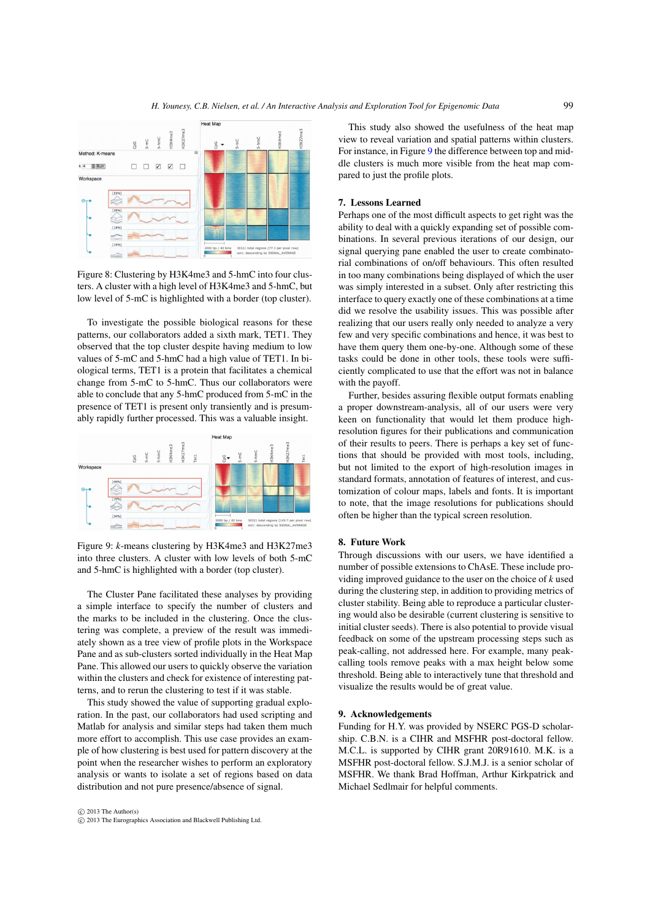Figure 8: Clustering by H3K4me3 and 5-hmC into four clusters. A cluster with a high level of H3K4me3 and 5-hmC, but low level of 5-mC is highlighted with a border (top cluster).

To investigate the possible biological reasons for these patterns, our collaborators added a sixth mark, TET1. They observed that the top cluster despite having medium to low values of 5-mC and 5-hmC had a high value of TET1. In biological terms, TET1 is a protein that facilitates a chemical change from 5-mC to 5-hmC. Thus our collaborators were able to conclude that any 5-hmC produced from 5-mC in the presence of TET1 is present only transiently and is presumably rapidly further processed. This was a valuable insight.

Figure 9: *k*-means clustering by H3K4me3 and H3K27me3 into three clusters. A cluster with low levels of both 5-mC and 5-hmC is highlighted with a border (top cluster).

The Cluster Pane facilitated these analyses by providing a simple interface to specify the number of clusters and the marks to be included in the clustering. Once the clustering was complete, a preview of the result was immediately shown as a tree view of profile plots in the Workspace Pane and as sub-clusters sorted individually in the Heat Map Pane. This allowed our users to quickly observe the variation within the clusters and check for existence of interesting patterns, and to rerun the clustering to test if it was stable.

This study showed the value of supporting gradual exploration. In the past, our collaborators had used scripting and Matlab for analysis and similar steps had taken them much more effort to accomplish. This use case provides an example of how clustering is best used for pattern discovery at the point when the researcher wishes to perform an exploratory analysis or wants to isolate a set of regions based on data distribution and not pure presence/absence of signal.

This study also showed the usefulness of the heat map view to reveal variation and spatial patterns within clusters. For instance, in Figure 9 the difference between top and middle clusters is much more visible from the heat map compared to just the profile plots.

## 7. Lessons Learned

Perhaps one of the most difficult aspects to get right was the ability to deal with a quickly expanding set of possible combinations. In several previous iterations of our design, our signal querying pane enabled the user to create combinatorial combinations of on/off behaviours. This often resulted in too many combinations being displayed of which the user was simply interested in a subset. Only after restricting this interface to query exactly one of these combinations at a time did we resolve the usability issues. This was possible after realizing that our users really only needed to analyze a very few and very specific combinations and hence, it was best to have them query them one-by-one. Although some of these tasks could be done in other tools, these tools were sufficiently complicated to use that the effort was not in balance with the payoff.

Further, besides assuring flexible output formats enabling a proper downstream-analysis, all of our users were very keen on functionality that would let them produce high-resolution figures for their publications and communication of their results to peers. There is perhaps a key set of functions that should be provided with most tools, including, but not limited to the export of high-resolution images in standard formats, annotation of features of interest, and customization of colour maps, labels and fonts. It is important to note, that the image resolutions for publications should often be higher than the typical screen resolution.

## 8. Future Work

Through discussions with our users, we have identified a number of possible extensions to ChAsE. These include providing improved guidance to the user on the choice of *k* used during the clustering step, in addition to providing metrics of cluster stability. Being able to reproduce a particular clustering would also be desirable (current clustering is sensitive to initial cluster seeds). There is also potential to provide visual feedback on some of the upstream processing steps such as peak-calling, not addressed here. For example, many peak-calling tools remove peaks with a max height below some threshold. Being able to interactively tune that threshold and visualize the results would be of great value.

## 9. Acknowledgements

Funding for H.Y. was provided by NSERC PGS-D scholarship. C.B.N. is a CIHR and MSFHR post-doctoral fellow. M.C.L. is supported by CIHR grant 20R91610. M.K. is a MSFHR post-doctoral fellow. S.J.M.J. is a senior scholar of MSFHR. We thank Brad Hoffman, Arthur Kirkpatrick and Michael Sedlmair for helpful comments.

© 2013 The Author(s)
© 2013 The Eurographics Association and Blackwell Publishing Ltd.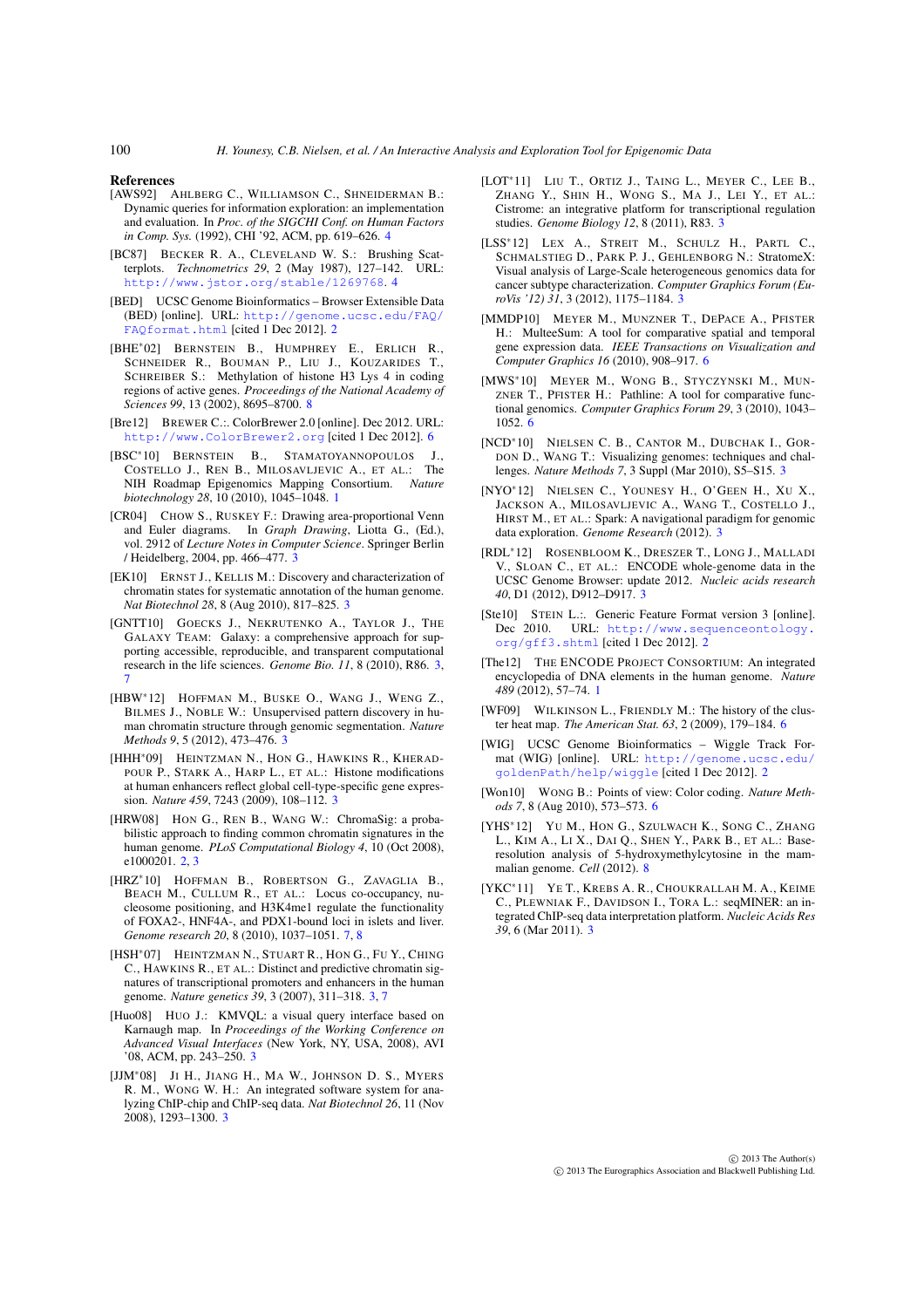## References

[AWS92] Ahlberg C., Williamson C., Shneiderman B.: Dynamic queries for information exploration: an implementation and evaluation. In *Proc. of the SIGCHI Conf. on Human Factors in Comp. Sys.* (1992), CHI '92, ACM, pp. 619–626. 4

[BC87] Becker R. A., Cleveland W. S.: Brushing Scatterplots. *Technometrics 29*, 2 (May 1987), 127–142. URL: http://www.jstor.org/stable/1269768. 4

[BED] UCSC Genome Bioinformatics – Browser Extensible Data (BED) [online]. URL: http://genome.ucsc.edu/FAQ/FAQformat.html [cited 1 Dec 2012]. 2

[BHE*02] Bernstein B., Humphrey E., Erlich R., Schneider R., Bouman P., Liu J., Kouzarides T., Schreiber S.: Methylation of histone H3 Lys 4 in coding regions of active genes. *Proceedings of the National Academy of Sciences 99*, 13 (2002), 8695–8700. 8

[Bre12] Brewer C.:. ColorBrewer 2.0 [online]. Dec 2012. URL: http://www.ColorBrewer2.org [cited 1 Dec 2012]. 6

[BSC*10] Bernstein B., Stamatoyannopoulos J., Costello J., Ren B., Milosavljevic A., et al.: The NIH Roadmap Epigenomics Mapping Consortium. *Nature biotechnology 28*, 10 (2010), 1045–1048. 1

[CR04] Chow S., Ruskey F.: Drawing area-proportional Venn and Euler diagrams. In *Graph Drawing*, Liotta G., (Ed.), vol. 2912 of *Lecture Notes in Computer Science*. Springer Berlin / Heidelberg, 2004, pp. 466–477. 3

[EK10] Ernst J., Kellis M.: Discovery and characterization of chromatin states for systematic annotation of the human genome. *Nat Biotechnol 28*, 8 (Aug 2010), 817–825. 3

[GNTT10] Goecks J., Nekrutenko A., Taylor J., The Galaxy Team: Galaxy: a comprehensive approach for supporting accessible, reproducible, and transparent computational research in the life sciences. *Genome Bio. 11*, 8 (2010), R86. 3, 7

[HBW*12] Hoffman M., Buske O., Wang J., Weng Z., Bilmes J., Noble W.: Unsupervised pattern discovery in human chromatin structure through genomic segmentation. *Nature Methods 9*, 5 (2012), 473–476. 3

[HHH*09] Heintzman N., Hon G., Hawkins R., Kheradpour P., Stark A., Harp L., et al.: Histone modifications at human enhancers reflect global cell-type-specific gene expression. *Nature 459*, 7243 (2009), 108–112. 3

[HRW08] Hon G., Ren B., Wang W.: ChromaSig: a probabilistic approach to finding common chromatin signatures in the human genome. *PLoS Computational Biology 4*, 10 (Oct 2008), e1000201. 2, 3

[HRZ*10] Hoffman B., Robertson G., Zavaglia B., Beach M., Cullum R., et al.: Locus co-occupancy, nucleosome positioning, and H3K4me1 regulate the functionality of FOXA2-, HNF4A-, and PDX1-bound loci in islets and liver. *Genome research 20*, 8 (2010), 1037–1051. 7, 8

[HSH*07] Heintzman N., Stuart R., Hon G., Fu Y., Ching C., Hawkins R., et al.: Distinct and predictive chromatin signatures of transcriptional promoters and enhancers in the human genome. *Nature genetics 39*, 3 (2007), 311–318. 3, 7

[Huo08] Huo J.: KMVQL: a visual query interface based on Karnaugh map. In *Proceedings of the Working Conference on Advanced Visual Interfaces* (New York, NY, USA, 2008), AVI '08, ACM, pp. 243–250. 3

[JJM*08] Ji H., Jiang H., Ma W., Johnson D. S., Myers R. M., Wong W. H.: An integrated software system for analyzing ChIP-chip and ChIP-seq data. *Nat Biotechnol 26*, 11 (Nov 2008), 1293–1300. 3

[LOT*11] Liu T., Ortiz J., Taing L., Meyer C., Lee B., Zhang Y., Shin H., Wong S., Ma J., Lei Y., et al.: Cistrome: an integrative platform for transcriptional regulation studies. *Genome Biology 12*, 8 (2011), R83. 3

[LSS*12] Lex A., Streit M., Schulz H., Partl C., Schmalstieg D., Park P. J., Gehlenborg N.: StratomeX: Visual analysis of Large-Scale heterogeneous genomics data for cancer subtype characterization. *Computer Graphics Forum (EuroVis '12) 31*, 3 (2012), 1175–1184. 3

[MMDP10] Meyer M., Munzner T., DePace A., Pfister H.: MulteeSum: A tool for comparative spatial and temporal gene expression data. *IEEE Transactions on Visualization and Computer Graphics 16* (2010), 908–917. 6

[MWS*10] Meyer M., Wong B., Styczynski M., Munzner T., Pfister H.: Pathline: A tool for comparative functional genomics. *Computer Graphics Forum 29*, 3 (2010), 1043–1052. 6

[NCD*10] Nielsen C. B., Cantor M., Dubchak I., Gordon D., Wang T.: Visualizing genomes: techniques and challenges. *Nature Methods 7*, 3 Suppl (Mar 2010), S5–S15. 3

[NYO*12] Nielsen C., Younesy H., O'Geen H., Xu X., Jackson A., Milosavljevic A., Wang T., Costello J., Hirst M., et al.: Spark: A navigational paradigm for genomic data exploration. *Genome Research* (2012). 3

[RDL*12] Rosenbloom K., Dreszer T., Long J., Malladi V., Sloan C., et al.: ENCODE whole-genome data in the UCSC Genome Browser: update 2012. *Nucleic acids research 40*, D1 (2012), D912–D917. 3

[Ste10] Stein L.:. Generic Feature Format version 3 [online]. Dec 2010. URL: http://www.sequenceontology.org/gff3.shtml [cited 1 Dec 2012]. 2

[The12] The ENCODE Project Consortium: An integrated encyclopedia of DNA elements in the human genome. *Nature 489* (2012), 57–74. 1

[WF09] Wilkinson L., Friendly M.: The history of the cluster heat map. *The American Stat. 63*, 2 (2009), 179–184. 6

[WIG] UCSC Genome Bioinformatics – Wiggle Track Format (WIG) [online]. URL: http://genome.ucsc.edu/goldenPath/help/wiggle [cited 1 Dec 2012]. 2

[Won10] Wong B.: Points of view: Color coding. *Nature Methods 7*, 8 (Aug 2010), 573–573. 6

[YHS*12] Yu M., Hon G., Szulwach K., Song C., Zhang L., Kim A., Li X., Dai Q., Shen Y., Park B., et al.: Base-resolution analysis of 5-hydroxymethylcytosine in the mammalian genome. *Cell* (2012). 8

[YKC*11] Ye T., Krebs A. R., Choukrallah M. A., Keime C., Plewniak F., Davidson I., Tora L.: seqMINER: an integrated ChIP-seq data interpretation platform. *Nucleic Acids Res 39*, 6 (Mar 2011). 3